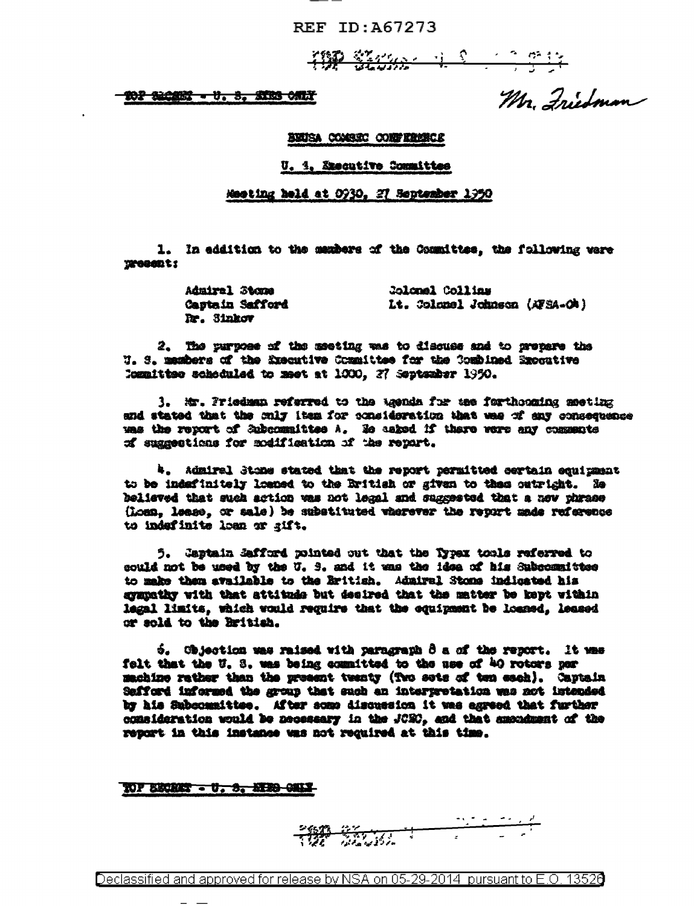TOP SECRET - U. S. EYES ONLY

Mr. Friedman

BRUSA COMSEC CONFERENCE

U. S. Executive Committee

Meeting held at 0930, 27 September 1950

1. In addition to the members of the Committee, the following were present:

| | |
|---|---|
| Admiral Stone | Colonel Collins |
| Captain Safford | Lt. Colonel Johnson (AFSA-04) |
| Dr. Sinkov | |

2. The purpose of the meeting was to discuss and to prepare the U. S. members of the Executive Committee for the Combined Executive Committee scheduled to meet at 1000, 27 September 1950.

3. Mr. Friedman referred to the Agenda for the forthcoming meeting and stated that the only item for consideration that was of any consequence was the report of Subcommittee A. He asked if there were any comments of suggestions for modification of the report.

4. Admiral Stone stated that the report permitted certain equipment to be indefinitely loaned to the British or given to them outright. He believed that such action was not legal and suggested that a new phrase (Loan, lease, or sale) be substituted wherever the report made reference to indefinite loan or gift.

5. Captain Safford pointed out that the Typex tools referred to could not be used by the U. S. and it was the idea of his Subcommittee to make them available to the British. Admiral Stone indicated his sympathy with that attitude but desired that the matter be kept within legal limits, which would require that the equipment be loaned, leased or sold to the British.

6. Objection was raised with paragraph 8 a of the report. It was felt that the U. S. was being committed to the use of 40 rotors per machine rather than the present twenty (Two sets of ten each). Captain Safford informed the group that such an interpretation was not intended by his Subcommittee. After some discussion it was agreed that further consideration would be necessary in the JCEC, and that amendment of the report in this instance was not required at this time.

TOP SECRET - U. S. EYES ONLY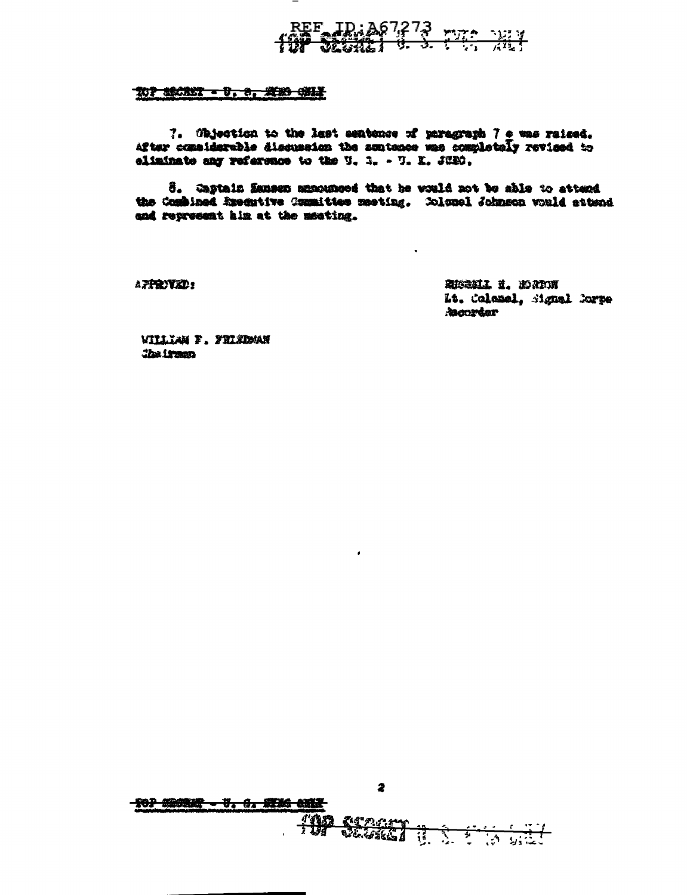TOP SECRET - U. S. EYES ONLY

7. Objection to the last sentence of paragraph 7 e was raised. After considerable discussion the sentence was completely revised to eliminate any reference to the U. S. - U. K. JCEC.

8. Captain Hansen announced that he would not be able to attend the Combined Executive Committee meeting. Colonel Johnson would attend and represent him at the meeting.

APPROVED:

RUSSELL H. HORTON
Lt. Colonel, Signal Corps
Recorder

WILLIAM F. FRIEDMAN
Chairman

TOP SECRET - U. S. EYES ONLY